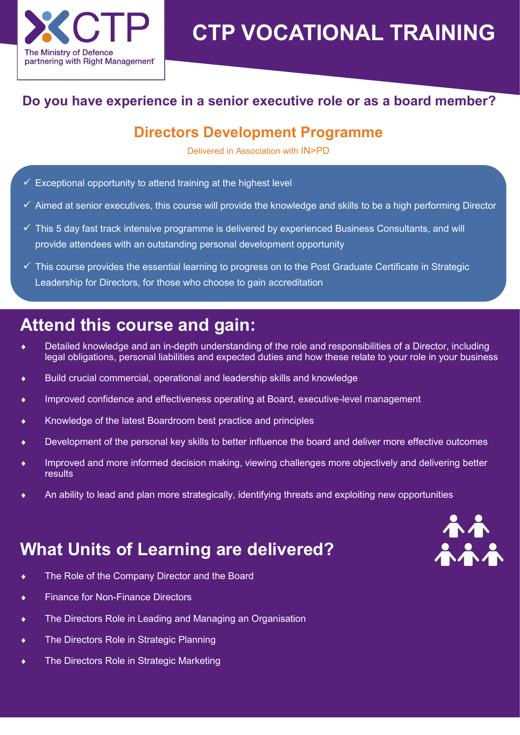CTP

The Ministry of Defence partnering with Right Management®

# CTP VOCATIONAL TRAINING

**Do you have experience in a senior executive role or as a board member?**

## Directors Development Programme

Delivered in Association with IN>PD

- ✓ Exceptional opportunity to attend training at the highest level
- ✓ Aimed at senior executives, this course will provide the knowledge and skills to be a high performing Director
- ✓ This 5 day fast track intensive programme is delivered by experienced Business Consultants, and will provide attendees with an outstanding personal development opportunity
- ✓ This course provides the essential learning to progress on to the Post Graduate Certificate in Strategic Leadership for Directors, for those who choose to gain accreditation

## Attend this course and gain:

- Detailed knowledge and an in-depth understanding of the role and responsibilities of a Director, including legal obligations, personal liabilities and expected duties and how these relate to your role in your business
- Build crucial commercial, operational and leadership skills and knowledge
- Improved confidence and effectiveness operating at Board, executive-level management
- Knowledge of the latest Boardroom best practice and principles
- Development of the personal key skills to better influence the board and deliver more effective outcomes
- Improved and more informed decision making, viewing challenges more objectively and delivering better results
- An ability to lead and plan more strategically, identifying threats and exploiting new opportunities

## What Units of Learning are delivered?

- The Role of the Company Director and the Board
- Finance for Non-Finance Directors
- The Directors Role in Leading and Managing an Organisation
- The Directors Role in Strategic Planning
- The Directors Role in Strategic Marketing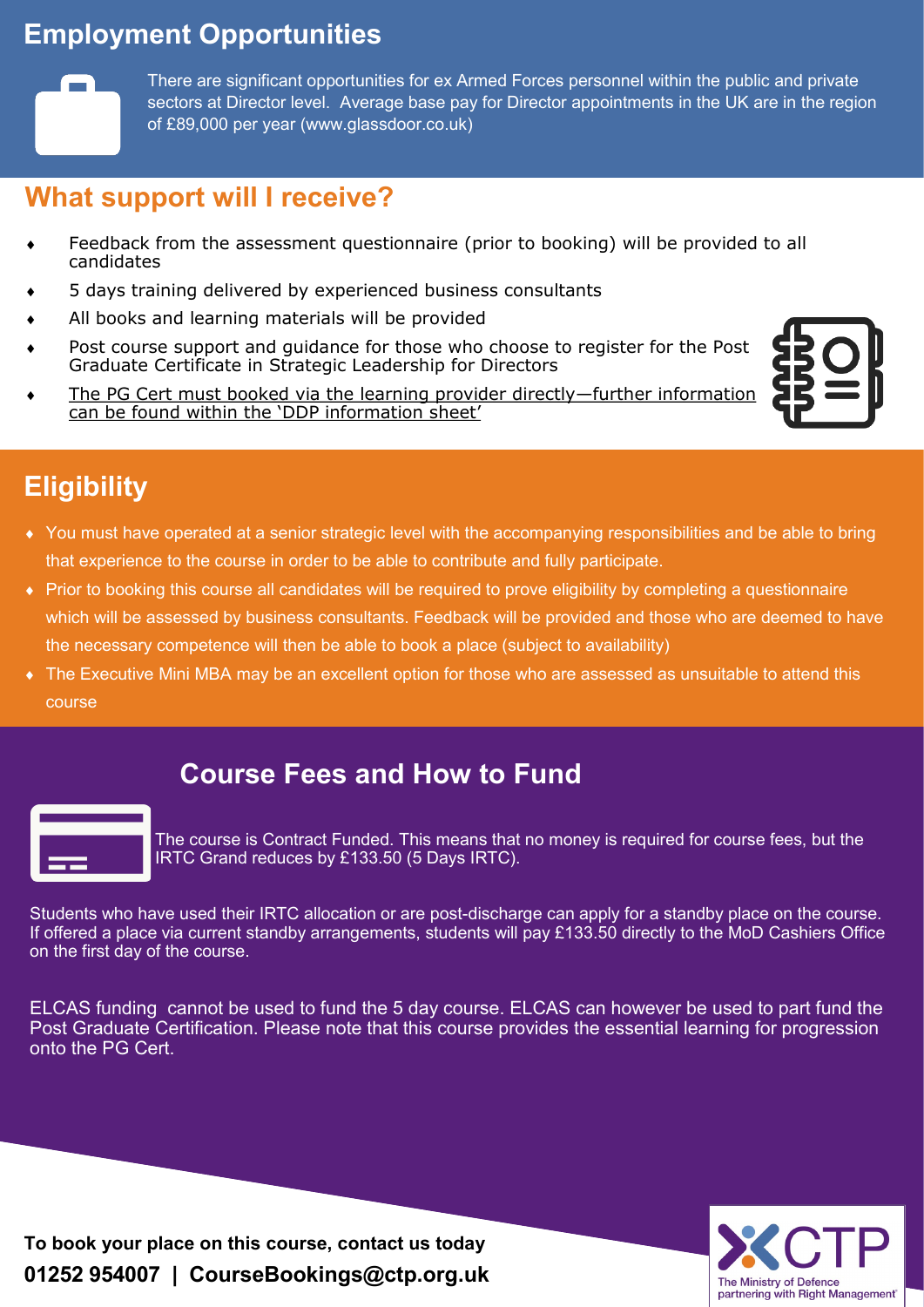## Employment Opportunities

There are significant opportunities for ex Armed Forces personnel within the public and private sectors at Director level. Average base pay for Director appointments in the UK are in the region of £89,000 per year (www.glassdoor.co.uk)

## What support will I receive?

- Feedback from the assessment questionnaire (prior to booking) will be provided to all candidates
- 5 days training delivered by experienced business consultants
- All books and learning materials will be provided
- Post course support and guidance for those who choose to register for the Post Graduate Certificate in Strategic Leadership for Directors
- The PG Cert must booked via the learning provider directly—further information can be found within the 'DDP information sheet'

## Eligibility

- You must have operated at a senior strategic level with the accompanying responsibilities and be able to bring that experience to the course in order to be able to contribute and fully participate.
- Prior to booking this course all candidates will be required to prove eligibility by completing a questionnaire which will be assessed by business consultants. Feedback will be provided and those who are deemed to have the necessary competence will then be able to book a place (subject to availability)
- The Executive Mini MBA may be an excellent option for those who are assessed as unsuitable to attend this course

## Course Fees and How to Fund

The course is Contract Funded. This means that no money is required for course fees, but the IRTC Grand reduces by £133.50 (5 Days IRTC).

Students who have used their IRTC allocation or are post-discharge can apply for a standby place on the course. If offered a place via current standby arrangements, students will pay £133.50 directly to the MoD Cashiers Office on the first day of the course.

ELCAS funding cannot be used to fund the 5 day course. ELCAS can however be used to part fund the Post Graduate Certification. Please note that this course provides the essential learning for progression onto the PG Cert.

**To book your place on this course, contact us today**

**01252 954007 | CourseBookings@ctp.org.uk**

CTP
The Ministry of Defence partnering with Right Management